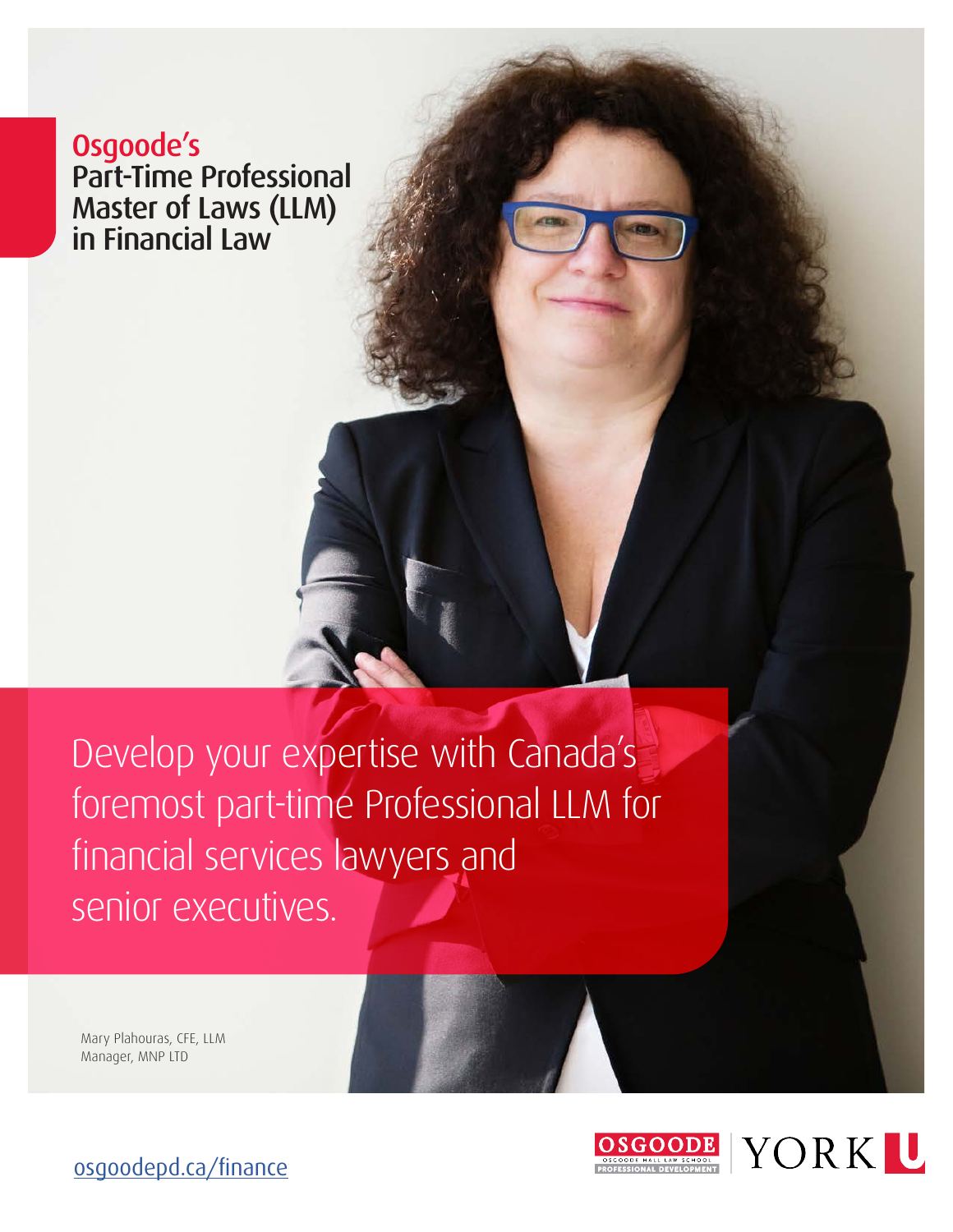# Osgoode's Part-Time Professional Master of Laws (LLM) in Financial Law

Develop your expertise with Canada's foremost part-time Professional LLM for financial services lawyers and senior executives.

Mary Plahouras, CFE, LLM
Manager, MNP LTD

osgoodepd.ca/finance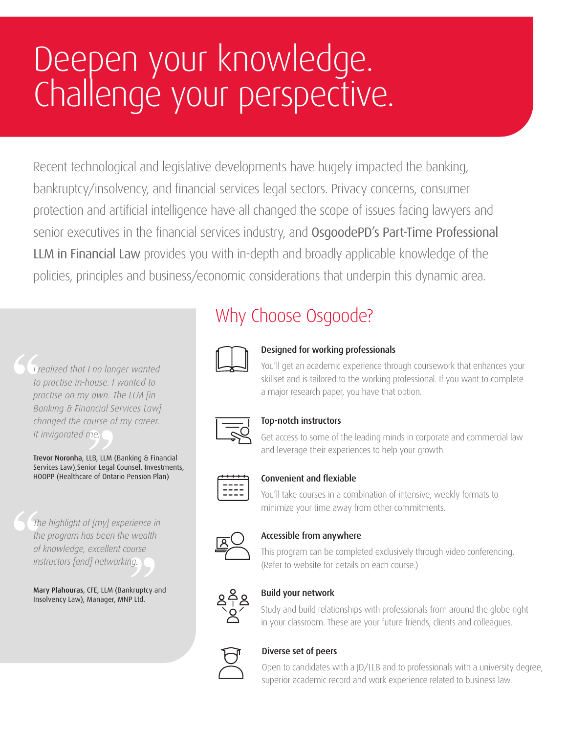# Deepen your knowledge. Challenge your perspective.

Recent technological and legislative developments have hugely impacted the banking, bankruptcy/insolvency, and financial services legal sectors. Privacy concerns, consumer protection and artificial intelligence have all changed the scope of issues facing lawyers and senior executives in the financial services industry, and OsgoodePD's Part-Time Professional LLM in Financial Law provides you with in-depth and broadly applicable knowledge of the policies, principles and business/economic considerations that underpin this dynamic area.

> *"I realized that I no longer wanted to practise in-house. I wanted to practise on my own. The LLM [in Banking & Financial Services Law] changed the course of my career. It invigorated me."*
>
> **Trevor Noronha**, LLB, LLM (Banking & Financial Services Law),Senior Legal Counsel, Investments, HOOPP (Healthcare of Ontario Pension Plan)

> *"The highlight of [my] experience in the program has been the wealth of knowledge, excellent course instructors [and] networking."*
>
> **Mary Plahouras**, CFE, LLM (Bankruptcy and Insolvency Law), Manager, MNP Ltd.

## Why Choose Osgoode?

**Designed for working professionals**

You'll get an academic experience through coursework that enhances your skillset and is tailored to the working professional. If you want to complete a major research paper, you have that option.

**Top-notch instructors**

Get access to some of the leading minds in corporate and commercial law and leverage their experiences to help your growth.

**Convenient and flexiable**

You'll take courses in a combination of intensive, weekly formats to minimize your time away from other commitments.

**Accessible from anywhere**

This program can be completed exclusively through video conferencing. (Refer to website for details on each course.)

**Build your network**

Study and build relationships with professionals from around the globe right in your classroom. These are your future friends, clients and colleagues.

**Diverse set of peers**

Open to candidates with a JD/LLB and to professionals with a university degree, superior academic record and work experience related to business law.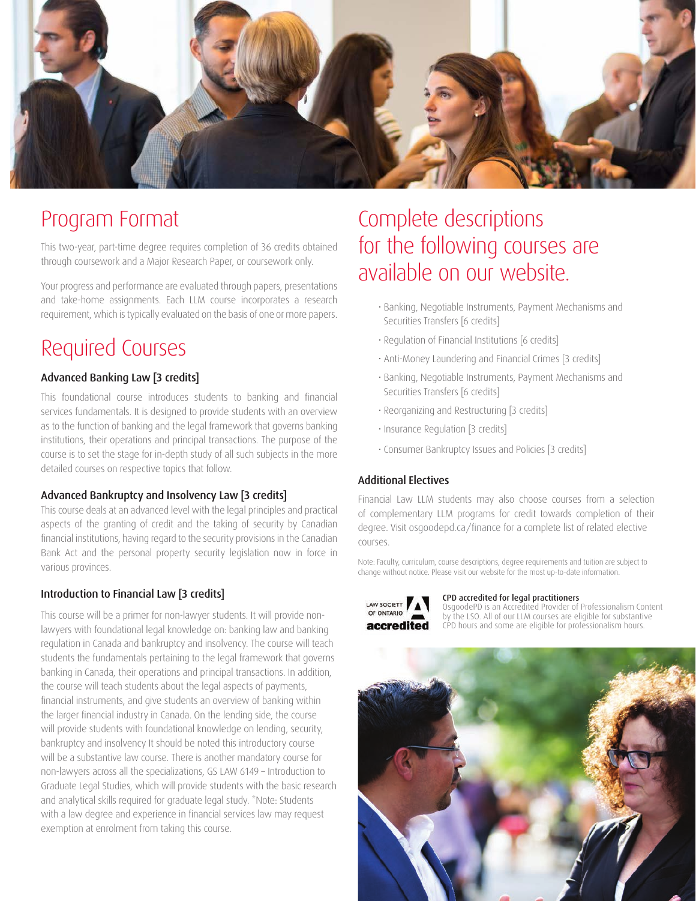# Program Format

This two-year, part-time degree requires completion of 36 credits obtained through coursework and a Major Research Paper, or coursework only.

Your progress and performance are evaluated through papers, presentations and take-home assignments. Each LLM course incorporates a research requirement, which is typically evaluated on the basis of one or more papers.

# Required Courses

### Advanced Banking Law [3 credits]

This foundational course introduces students to banking and financial services fundamentals. It is designed to provide students with an overview as to the function of banking and the legal framework that governs banking institutions, their operations and principal transactions. The purpose of the course is to set the stage for in-depth study of all such subjects in the more detailed courses on respective topics that follow.

### Advanced Bankruptcy and Insolvency Law [3 credits]

This course deals at an advanced level with the legal principles and practical aspects of the granting of credit and the taking of security by Canadian financial institutions, having regard to the security provisions in the Canadian Bank Act and the personal property security legislation now in force in various provinces.

### Introduction to Financial Law [3 credits]

This course will be a primer for non-lawyer students. It will provide non-lawyers with foundational legal knowledge on: banking law and banking regulation in Canada and bankruptcy and insolvency. The course will teach students the fundamentals pertaining to the legal framework that governs banking in Canada, their operations and principal transactions. In addition, the course will teach students about the legal aspects of payments, financial instruments, and give students an overview of banking within the larger financial industry in Canada. On the lending side, the course will provide students with foundational knowledge on lending, security, bankruptcy and insolvency It should be noted this introductory course will be a substantive law course. There is another mandatory course for non-lawyers across all the specializations, GS LAW 6149 – Introduction to Graduate Legal Studies, which will provide students with the basic research and analytical skills required for graduate legal study. *Note: Students with a law degree and experience in financial services law may request exemption at enrolment from taking this course.

# Complete descriptions for the following courses are available on our website.

- Banking, Negotiable Instruments, Payment Mechanisms and Securities Transfers [6 credits]
- Regulation of Financial Institutions [6 credits]
- Anti-Money Laundering and Financial Crimes [3 credits]
- Banking, Negotiable Instruments, Payment Mechanisms and Securities Transfers [6 credits]
- Reorganizing and Restructuring [3 credits]
- Insurance Regulation [3 credits]
- Consumer Bankruptcy Issues and Policies [3 credits]

### Additional Electives

Financial Law LLM students may also choose courses from a selection of complementary LLM programs for credit towards completion of their degree. Visit osgoodepd.ca/finance for a complete list of related elective courses.

Note: Faculty, curriculum, course descriptions, degree requirements and tuition are subject to change without notice. Please visit our website for the most up-to-date information.

LAW SOCIETY OF ONTARIO accredited

**CPD accredited for legal practitioners**
OsgoodePD is an Accredited Provider of Professionalism Content by the LSO. All of our LLM courses are eligible for substantive CPD hours and some are eligible for professionalism hours.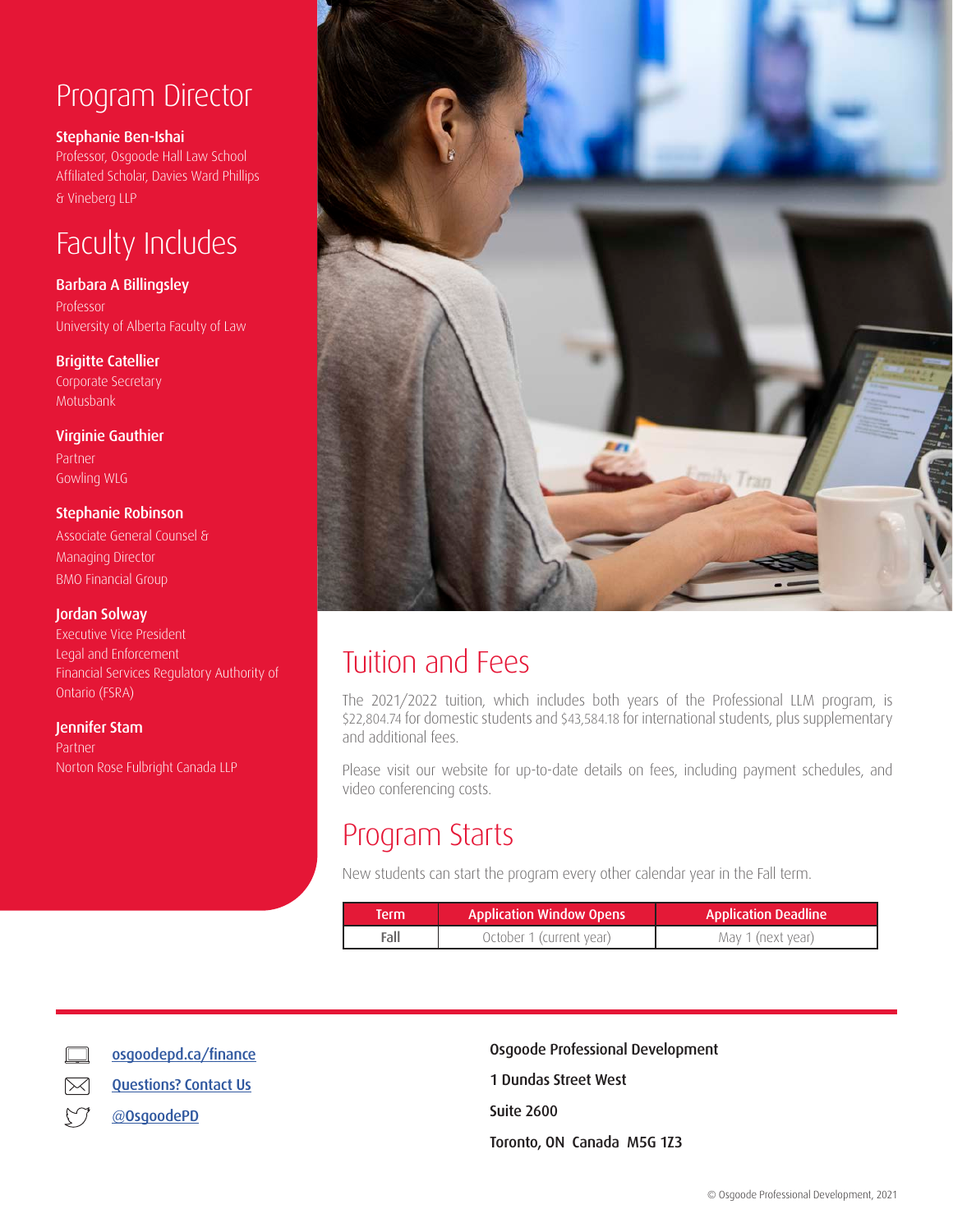## Program Director

**Stephanie Ben-Ishai**
Professor, Osgoode Hall Law School
Affiliated Scholar, Davies Ward Phillips & Vineberg LLP

## Faculty Includes

**Barbara A Billingsley**
Professor
University of Alberta Faculty of Law

**Brigitte Catellier**
Corporate Secretary
Motusbank

**Virginie Gauthier**
Partner
Gowling WLG

**Stephanie Robinson**
Associate General Counsel & Managing Director
BMO Financial Group

**Jordan Solway**
Executive Vice President
Legal and Enforcement
Financial Services Regulatory Authority of Ontario (FSRA)

**Jennifer Stam**
Partner
Norton Rose Fulbright Canada LLP

## Tuition and Fees

The 2021/2022 tuition, which includes both years of the Professional LLM program, is $22,804.74 for domestic students and $43,584.18 for international students, plus supplementary and additional fees.

Please visit our website for up-to-date details on fees, including payment schedules, and video conferencing costs.

## Program Starts

New students can start the program every other calendar year in the Fall term.

| Term | Application Window Opens | Application Deadline |
|---|---|---|
| Fall | October 1 (current year) | May 1 (next year) |

osgoodepd.ca/finance

Questions? Contact Us

@OsgoodePD

**Osgoode Professional Development**
**1 Dundas Street West**
**Suite 2600**
**Toronto, ON Canada M5G 1Z3**

© Osgoode Professional Development, 2021